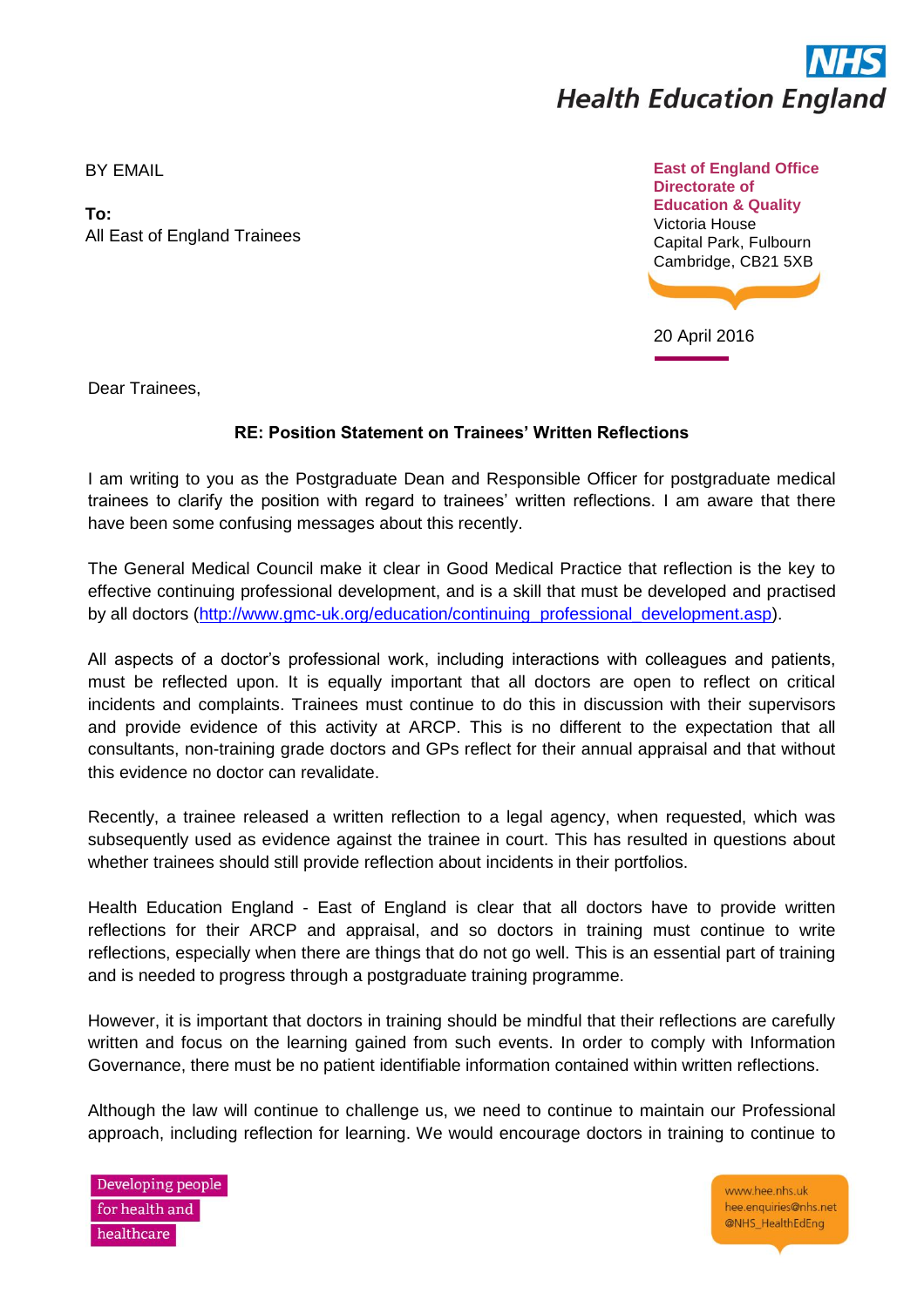**NHS**
**Health Education England**

BY EMAIL

**To:**
All East of England Trainees

**East of England Office**
**Directorate of**
**Education & Quality**
Victoria House
Capital Park, Fulbourn
Cambridge, CB21 5XB

20 April 2016

Dear Trainees,

**RE: Position Statement on Trainees' Written Reflections**

I am writing to you as the Postgraduate Dean and Responsible Officer for postgraduate medical trainees to clarify the position with regard to trainees' written reflections. I am aware that there have been some confusing messages about this recently.

The General Medical Council make it clear in Good Medical Practice that reflection is the key to effective continuing professional development, and is a skill that must be developed and practised by all doctors ([http://www.gmc-uk.org/education/continuing_professional_development.asp](http://www.gmc-uk.org/education/continuing_professional_development.asp)).

All aspects of a doctor's professional work, including interactions with colleagues and patients, must be reflected upon. It is equally important that all doctors are open to reflect on critical incidents and complaints. Trainees must continue to do this in discussion with their supervisors and provide evidence of this activity at ARCP. This is no different to the expectation that all consultants, non-training grade doctors and GPs reflect for their annual appraisal and that without this evidence no doctor can revalidate.

Recently, a trainee released a written reflection to a legal agency, when requested, which was subsequently used as evidence against the trainee in court. This has resulted in questions about whether trainees should still provide reflection about incidents in their portfolios.

Health Education England - East of England is clear that all doctors have to provide written reflections for their ARCP and appraisal, and so doctors in training must continue to write reflections, especially when there are things that do not go well. This is an essential part of training and is needed to progress through a postgraduate training programme.

However, it is important that doctors in training should be mindful that their reflections are carefully written and focus on the learning gained from such events. In order to comply with Information Governance, there must be no patient identifiable information contained within written reflections.

Although the law will continue to challenge us, we need to continue to maintain our Professional approach, including reflection for learning. We would encourage doctors in training to continue to

Developing people
for health and
healthcare

www.hee.nhs.uk
hee.enquiries@nhs.net
@NHS_HealthEdEng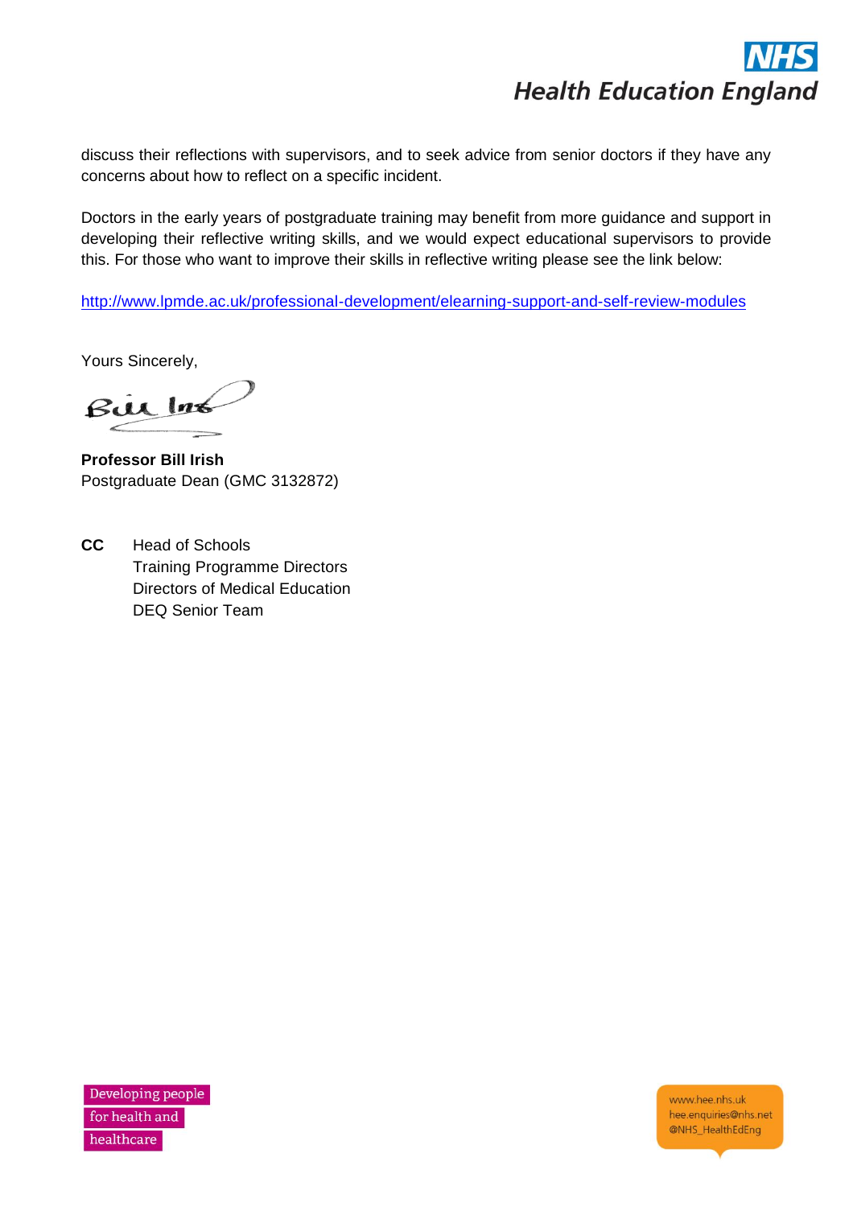discuss their reflections with supervisors, and to seek advice from senior doctors if they have any concerns about how to reflect on a specific incident.

Doctors in the early years of postgraduate training may benefit from more guidance and support in developing their reflective writing skills, and we would expect educational supervisors to provide this. For those who want to improve their skills in reflective writing please see the link below:

http://www.lpmde.ac.uk/professional-development/elearning-support-and-self-review-modules

Yours Sincerely,

**Professor Bill Irish**
Postgraduate Dean (GMC 3132872)

**CC** Head of Schools
Training Programme Directors
Directors of Medical Education
DEQ Senior Team